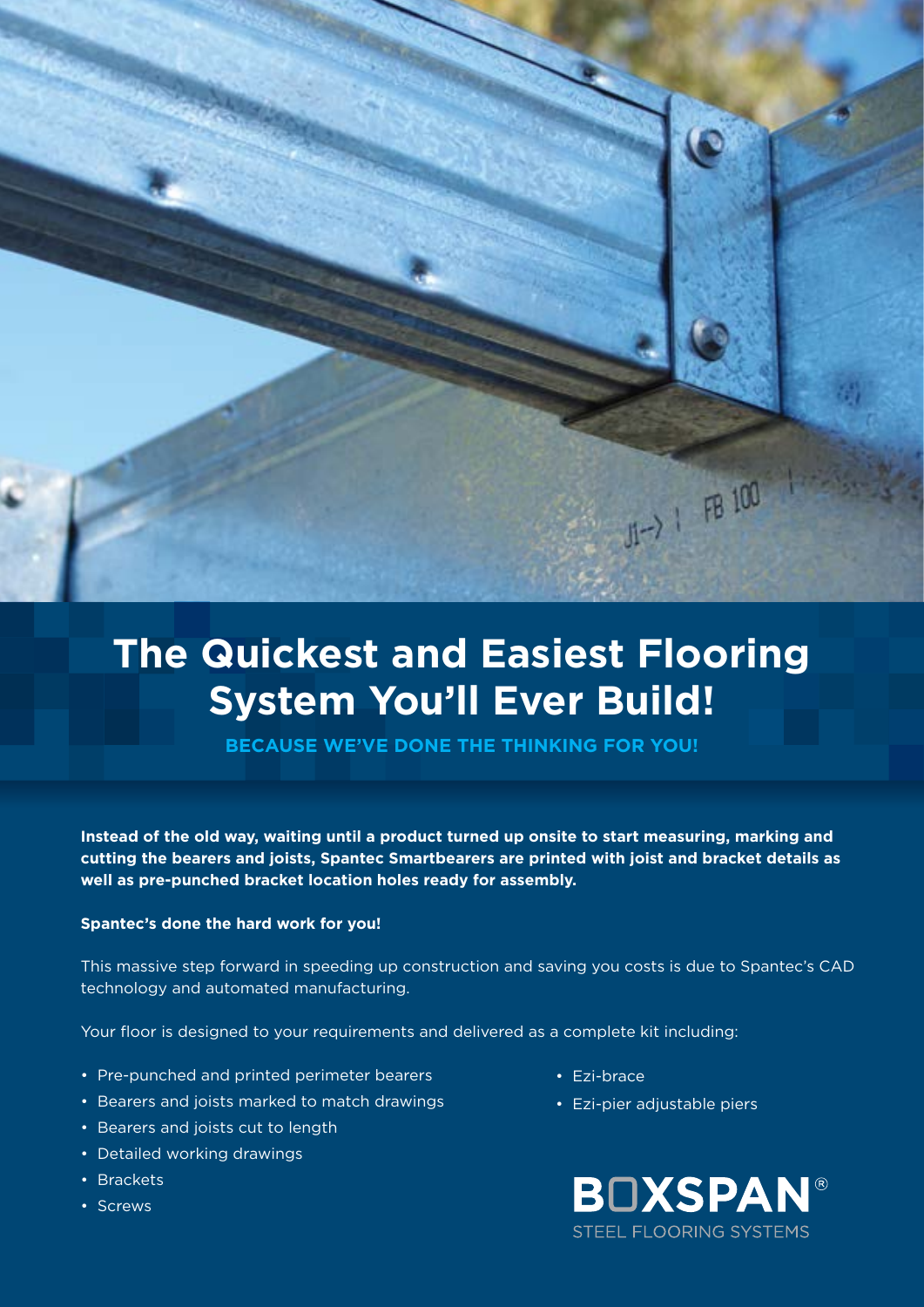# The Quickest and Easiest Flooring System You'll Ever Build!

**BECAUSE WE'VE DONE THE THINKING FOR YOU!**

**Instead of the old way, waiting until a product turned up onsite to start measuring, marking and cutting the bearers and joists, Spantec Smartbearers are printed with joist and bracket details as well as pre-punched bracket location holes ready for assembly.**

**Spantec's done the hard work for you!**

This massive step forward in speeding up construction and saving you costs is due to Spantec's CAD technology and automated manufacturing.

Your floor is designed to your requirements and delivered as a complete kit including:

- Pre-punched and printed perimeter bearers
- Bearers and joists marked to match drawings
- Bearers and joists cut to length
- Detailed working drawings
- Brackets
- Screws
- Ezi-brace
- Ezi-pier adjustable piers

**BOXSPAN®**
STEEL FLOORING SYSTEMS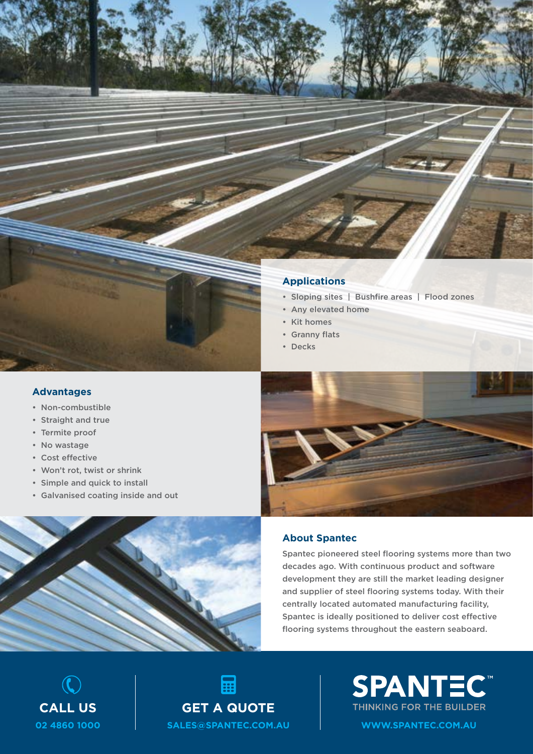## Applications

- Sloping sites | Bushfire areas | Flood zones
- Any elevated home
- Kit homes
- Granny flats
- Decks

## Advantages

- Non-combustible
- Straight and true
- Termite proof
- No wastage
- Cost effective
- Won't rot, twist or shrink
- Simple and quick to install
- Galvanised coating inside and out

## About Spantec

Spantec pioneered steel flooring systems more than two decades ago. With continuous product and software development they are still the market leading designer and supplier of steel flooring systems today. With their centrally located automated manufacturing facility, Spantec is ideally positioned to deliver cost effective flooring systems throughout the eastern seaboard.

**CALL US**
02 4860 1000

**GET A QUOTE**
SALES@SPANTEC.COM.AU

**SPANTEC™**
THINKING FOR THE BUILDER
WWW.SPANTEC.COM.AU